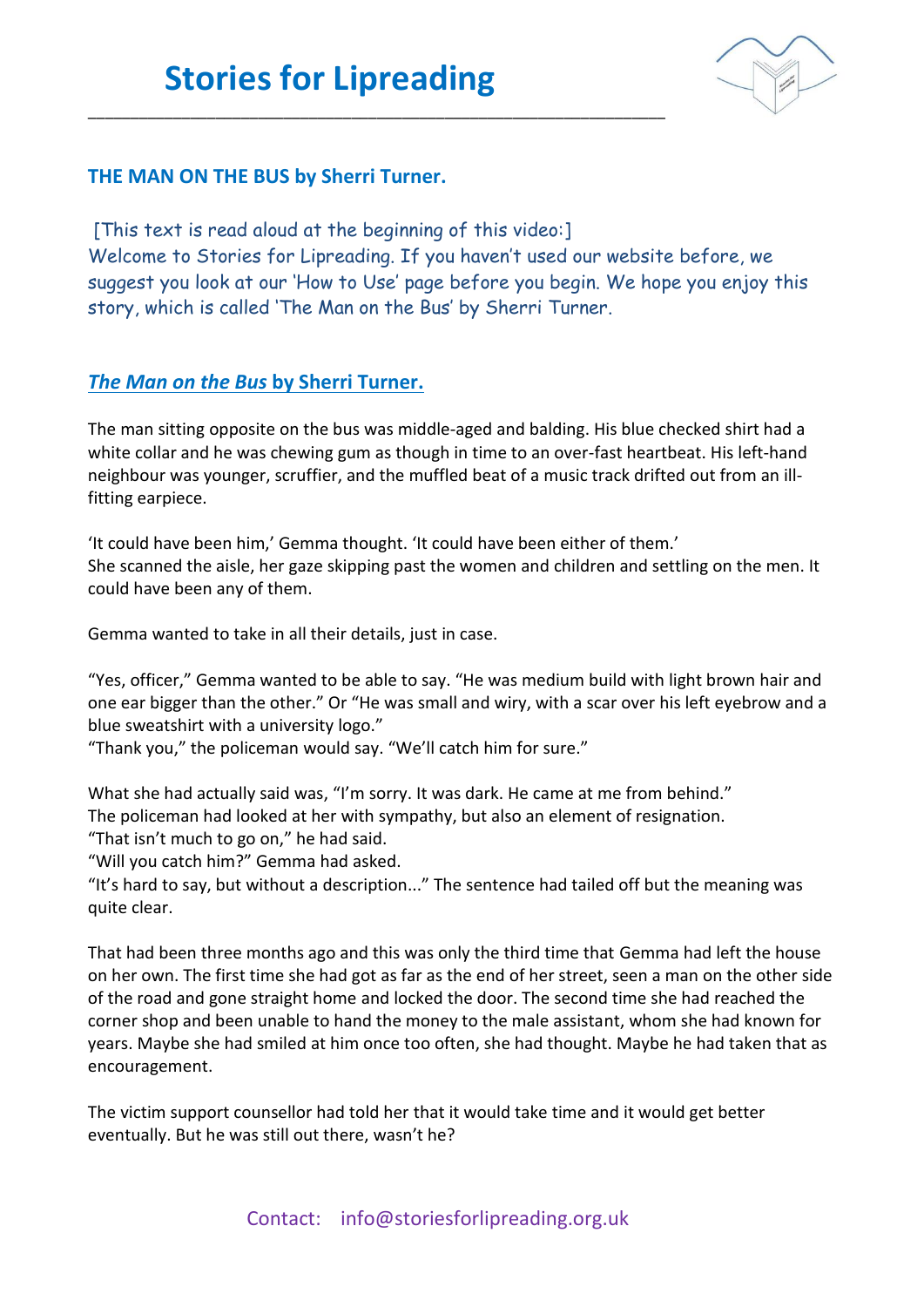# Stories for Lipreading

## THE MAN ON THE BUS by Sherri Turner.

[This text is read aloud at the beginning of this video:]
Welcome to Stories for Lipreading. If you haven't used our website before, we suggest you look at our 'How to Use' page before you begin. We hope you enjoy this story, which is called 'The Man on the Bus' by Sherri Turner.

## *The Man on the Bus* by Sherri Turner.

The man sitting opposite on the bus was middle-aged and balding. His blue checked shirt had a white collar and he was chewing gum as though in time to an over-fast heartbeat. His left-hand neighbour was younger, scruffier, and the muffled beat of a music track drifted out from an ill-fitting earpiece.

'It could have been him,' Gemma thought. 'It could have been either of them.'
She scanned the aisle, her gaze skipping past the women and children and settling on the men. It could have been any of them.

Gemma wanted to take in all their details, just in case.

"Yes, officer," Gemma wanted to be able to say. "He was medium build with light brown hair and one ear bigger than the other." Or "He was small and wiry, with a scar over his left eyebrow and a blue sweatshirt with a university logo."
"Thank you," the policeman would say. "We'll catch him for sure."

What she had actually said was, "I'm sorry. It was dark. He came at me from behind."
The policeman had looked at her with sympathy, but also an element of resignation.
"That isn't much to go on," he had said.
"Will you catch him?" Gemma had asked.
"It's hard to say, but without a description..." The sentence had tailed off but the meaning was quite clear.

That had been three months ago and this was only the third time that Gemma had left the house on her own. The first time she had got as far as the end of her street, seen a man on the other side of the road and gone straight home and locked the door. The second time she had reached the corner shop and been unable to hand the money to the male assistant, whom she had known for years. Maybe she had smiled at him once too often, she had thought. Maybe he had taken that as encouragement.

The victim support counsellor had told her that it would take time and it would get better eventually. But he was still out there, wasn't he?

Contact: info@storiesforlipreading.org.uk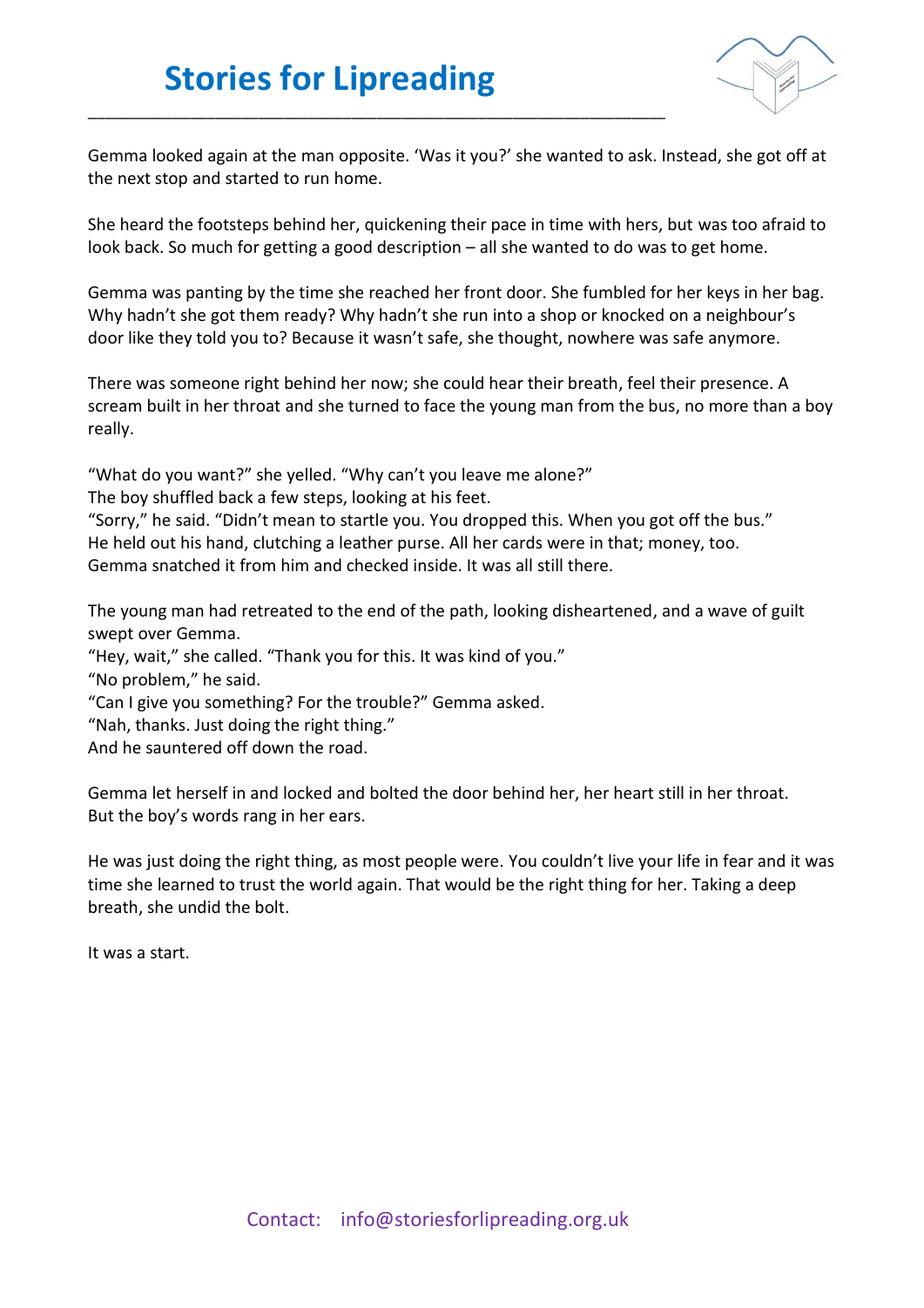Gemma looked again at the man opposite. 'Was it you?' she wanted to ask. Instead, she got off at the next stop and started to run home.

She heard the footsteps behind her, quickening their pace in time with hers, but was too afraid to look back. So much for getting a good description – all she wanted to do was to get home.

Gemma was panting by the time she reached her front door. She fumbled for her keys in her bag. Why hadn't she got them ready? Why hadn't she run into a shop or knocked on a neighbour's door like they told you to? Because it wasn't safe, she thought, nowhere was safe anymore.

There was someone right behind her now; she could hear their breath, feel their presence. A scream built in her throat and she turned to face the young man from the bus, no more than a boy really.

"What do you want?" she yelled. "Why can't you leave me alone?"
The boy shuffled back a few steps, looking at his feet.
"Sorry," he said. "Didn't mean to startle you. You dropped this. When you got off the bus."
He held out his hand, clutching a leather purse. All her cards were in that; money, too.
Gemma snatched it from him and checked inside. It was all still there.

The young man had retreated to the end of the path, looking disheartened, and a wave of guilt swept over Gemma.
"Hey, wait," she called. "Thank you for this. It was kind of you."
"No problem," he said.
"Can I give you something? For the trouble?" Gemma asked.
"Nah, thanks. Just doing the right thing."
And he sauntered off down the road.

Gemma let herself in and locked and bolted the door behind her, her heart still in her throat.
But the boy's words rang in her ears.

He was just doing the right thing, as most people were. You couldn't live your life in fear and it was time she learned to trust the world again. That would be the right thing for her. Taking a deep breath, she undid the bolt.

It was a start.